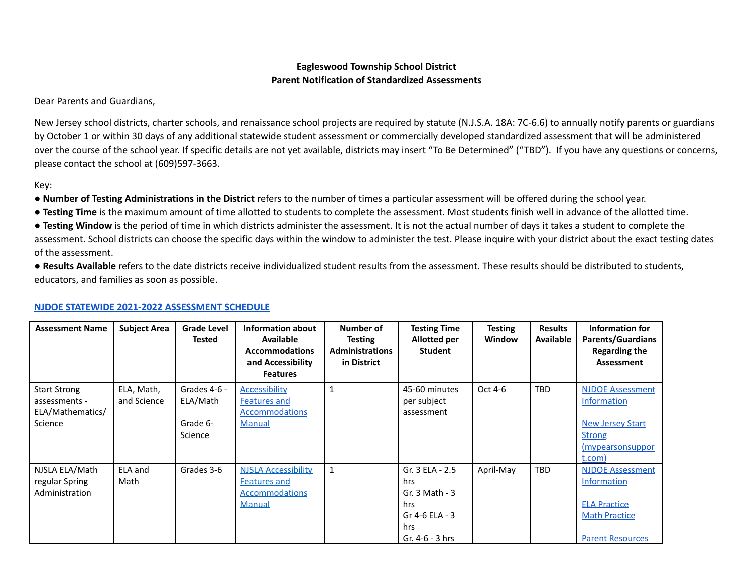**Eagleswood Township School District**
**Parent Notification of Standardized Assessments**

Dear Parents and Guardians,

New Jersey school districts, charter schools, and renaissance school projects are required by statute (N.J.S.A. 18A: 7C-6.6) to annually notify parents or guardians by October 1 or within 30 days of any additional statewide student assessment or commercially developed standardized assessment that will be administered over the course of the school year. If specific details are not yet available, districts may insert "To Be Determined" ("TBD"). If you have any questions or concerns, please contact the school at (609)597-3663.

Key:

- **Number of Testing Administrations in the District** refers to the number of times a particular assessment will be offered during the school year.
- **Testing Time** is the maximum amount of time allotted to students to complete the assessment. Most students finish well in advance of the allotted time.
- **Testing Window** is the period of time in which districts administer the assessment. It is not the actual number of days it takes a student to complete the assessment. School districts can choose the specific days within the window to administer the test. Please inquire with your district about the exact testing dates of the assessment.
- **Results Available** refers to the date districts receive individualized student results from the assessment. These results should be distributed to students, educators, and families as soon as possible.

**NJDOE STATEWIDE 2021-2022 ASSESSMENT SCHEDULE**

| Assessment Name | Subject Area | Grade Level Tested | Information about Available Accommodations and Accessibility Features | Number of Testing Administrations in District | Testing Time Allotted per Student | Testing Window | Results Available | Information for Parents/Guardians Regarding the Assessment |
|---|---|---|---|---|---|---|---|---|
| Start Strong assessments - ELA/Mathematics/ Science | ELA, Math, and Science | Grades 4-6 - ELA/Math<br><br>Grade 6- Science | Accessibility Features and Accommodations Manual | 1 | 45-60 minutes per subject assessment | Oct 4-6 | TBD | NJDOE Assessment Information<br><br>New Jersey Start Strong (mypearsonsupport.com) |
| NJSLA ELA/Math regular Spring Administration | ELA and Math | Grades 3-6 | NJSLA Accessibility Features and Accommodations Manual | 1 | Gr. 3 ELA - 2.5 hrs<br>Gr. 3 Math - 3 hrs<br>Gr 4-6 ELA - 3 hrs<br>Gr. 4-6 - 3 hrs | April-May | TBD | NJDOE Assessment Information<br><br>ELA Practice<br>Math Practice<br><br>Parent Resources |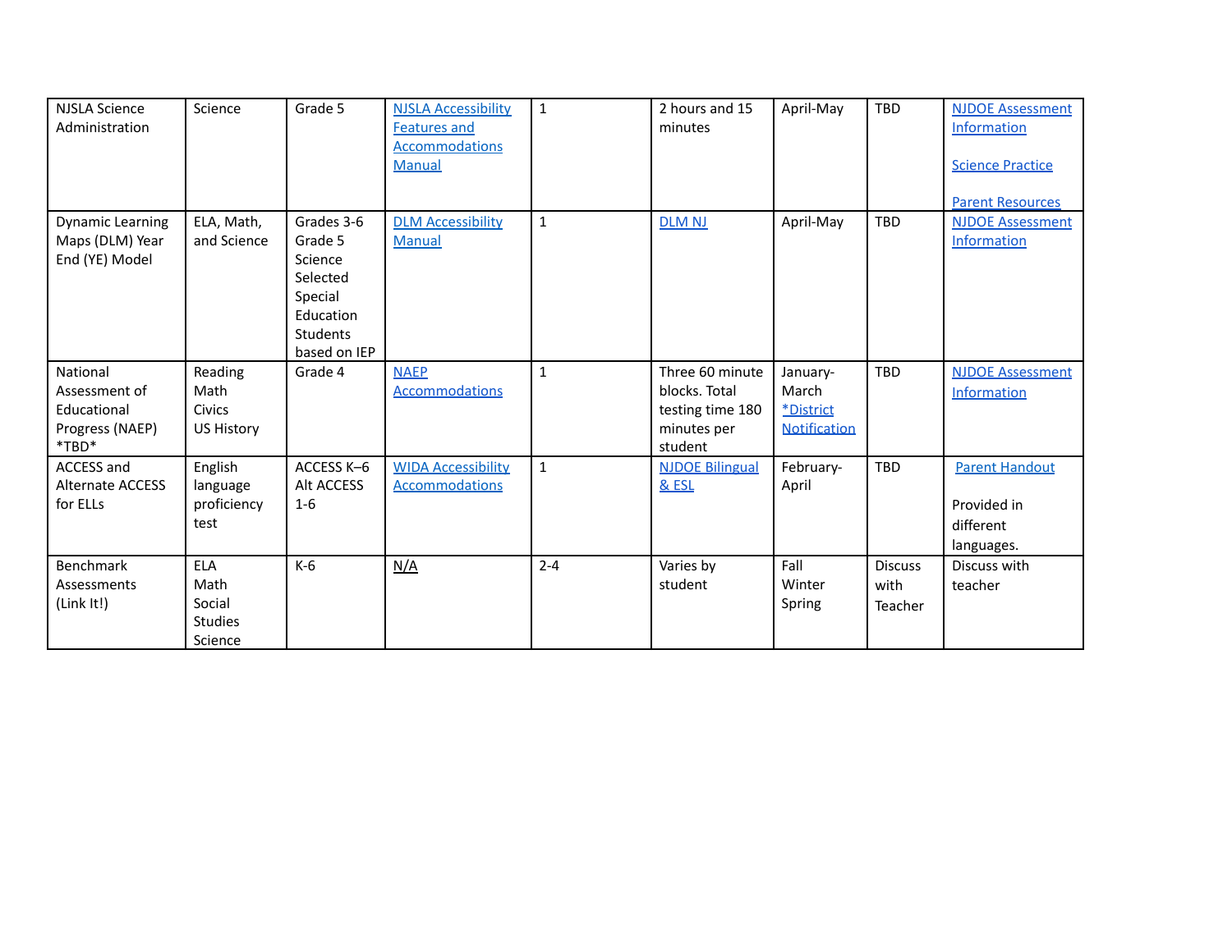| | | | | | | | | |
|---|---|---|---|---|---|---|---|---|
| NJSLA Science Administration | Science | Grade 5 | NJSLA Accessibility Features and Accommodations Manual | 1 | 2 hours and 15 minutes | April-May | TBD | NJDOE Assessment Information<br><br>Science Practice<br><br>Parent Resources |
| Dynamic Learning Maps (DLM) Year End (YE) Model | ELA, Math, and Science | Grades 3-6 Grade 5 Science Selected Special Education Students based on IEP | DLM Accessibility Manual | 1 | DLM NJ | April-May | TBD | NJDOE Assessment Information |
| National Assessment of Educational Progress (NAEP) *TBD* | Reading Math Civics US History | Grade 4 | NAEP Accommodations | 1 | Three 60 minute blocks. Total testing time 180 minutes per student | January-March *District Notification | TBD | NJDOE Assessment Information |
| ACCESS and Alternate ACCESS for ELLs | English language proficiency test | ACCESS K–6 Alt ACCESS 1-6 | WIDA Accessibility Accommodations | 1 | NJDOE Bilingual & ESL | February-April | TBD | Parent Handout<br><br>Provided in different languages. |
| Benchmark Assessments (Link It!) | ELA Math Social Studies Science | K-6 | N/A | 2-4 | Varies by student | Fall Winter Spring | Discuss with Teacher | Discuss with teacher |